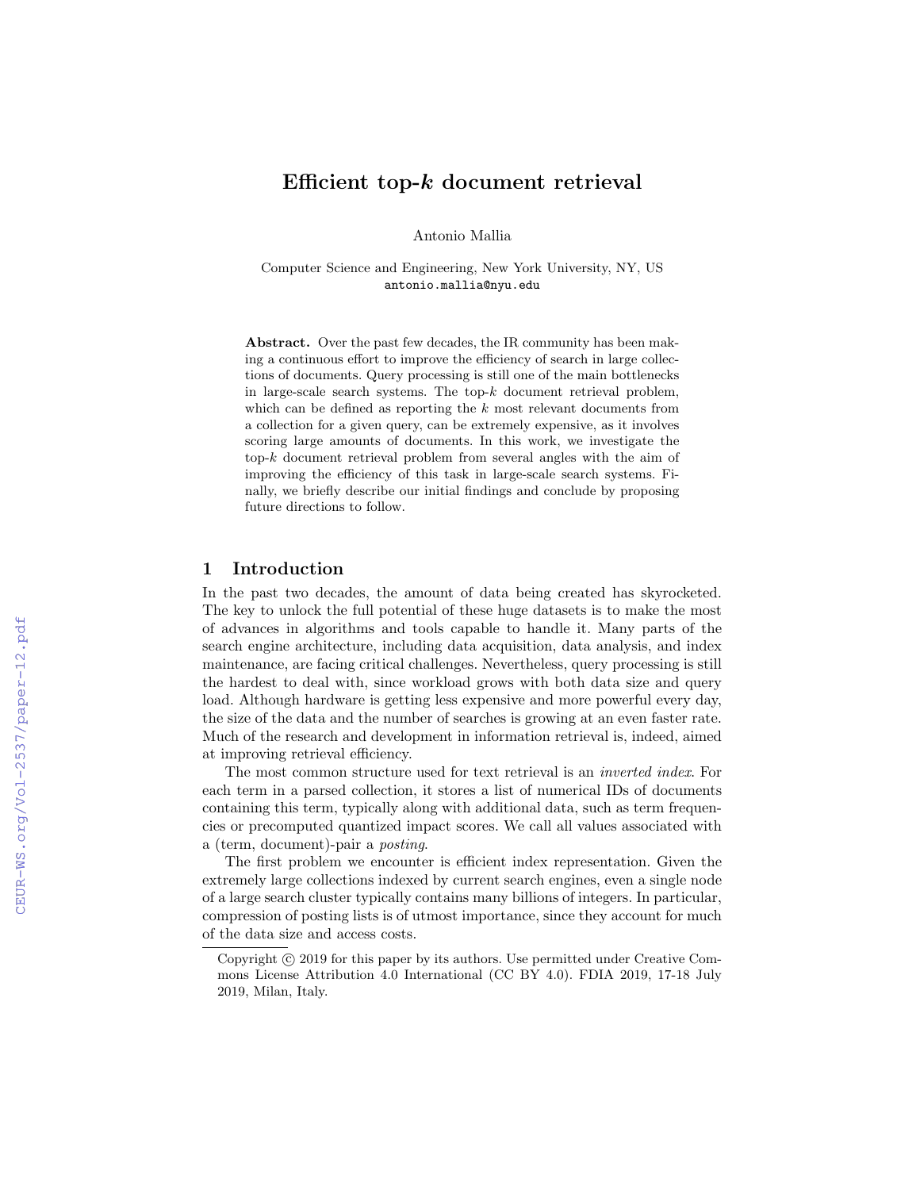# Efficient top-$k$ document retrieval

Antonio Mallia

Computer Science and Engineering, New York University, NY, US
antonio.mallia@nyu.edu

**Abstract.** Over the past few decades, the IR community has been making a continuous effort to improve the efficiency of search in large collections of documents. Query processing is still one of the main bottlenecks in large-scale search systems. The top-$k$ document retrieval problem, which can be defined as reporting the $k$ most relevant documents from a collection for a given query, can be extremely expensive, as it involves scoring large amounts of documents. In this work, we investigate the top-$k$ document retrieval problem from several angles with the aim of improving the efficiency of this task in large-scale search systems. Finally, we briefly describe our initial findings and conclude by proposing future directions to follow.

## 1 Introduction

In the past two decades, the amount of data being created has skyrocketed. The key to unlock the full potential of these huge datasets is to make the most of advances in algorithms and tools capable to handle it. Many parts of the search engine architecture, including data acquisition, data analysis, and index maintenance, are facing critical challenges. Nevertheless, query processing is still the hardest to deal with, since workload grows with both data size and query load. Although hardware is getting less expensive and more powerful every day, the size of the data and the number of searches is growing at an even faster rate. Much of the research and development in information retrieval is, indeed, aimed at improving retrieval efficiency.

The most common structure used for text retrieval is an *inverted index*. For each term in a parsed collection, it stores a list of numerical IDs of documents containing this term, typically along with additional data, such as term frequencies or precomputed quantized impact scores. We call all values associated with a (term, document)-pair a *posting*.

The first problem we encounter is efficient index representation. Given the extremely large collections indexed by current search engines, even a single node of a large search cluster typically contains many billions of integers. In particular, compression of posting lists is of utmost importance, since they account for much of the data size and access costs.

Copyright © 2019 for this paper by its authors. Use permitted under Creative Commons License Attribution 4.0 International (CC BY 4.0). FDIA 2019, 17-18 July 2019, Milan, Italy.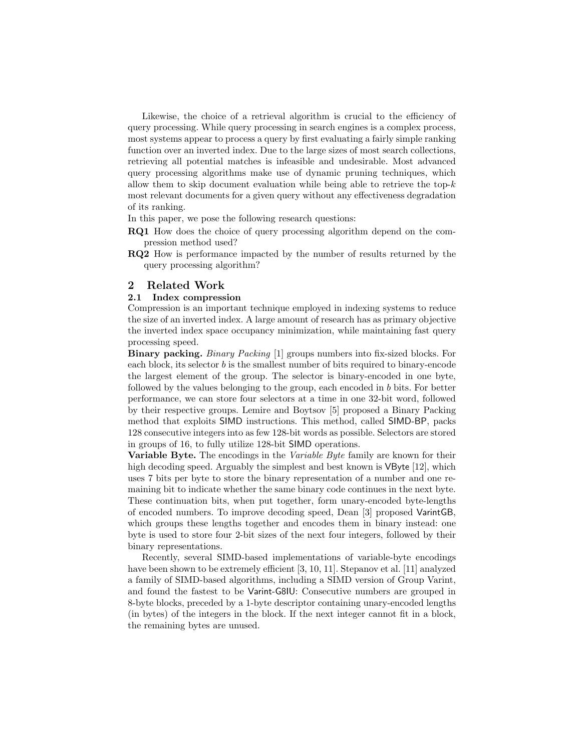Likewise, the choice of a retrieval algorithm is crucial to the efficiency of query processing. While query processing in search engines is a complex process, most systems appear to process a query by first evaluating a fairly simple ranking function over an inverted index. Due to the large sizes of most search collections, retrieving all potential matches is infeasible and undesirable. Most advanced query processing algorithms make use of dynamic pruning techniques, which allow them to skip document evaluation while being able to retrieve the top-$k$ most relevant documents for a given query without any effectiveness degradation of its ranking.

In this paper, we pose the following research questions:

**RQ1** How does the choice of query processing algorithm depend on the compression method used?

**RQ2** How is performance impacted by the number of results returned by the query processing algorithm?

## 2 Related Work

### 2.1 Index compression

Compression is an important technique employed in indexing systems to reduce the size of an inverted index. A large amount of research has as primary objective the inverted index space occupancy minimization, while maintaining fast query processing speed.

**Binary packing.** *Binary Packing* [1] groups numbers into fix-sized blocks. For each block, its selector $b$ is the smallest number of bits required to binary-encode the largest element of the group. The selector is binary-encoded in one byte, followed by the values belonging to the group, each encoded in $b$ bits. For better performance, we can store four selectors at a time in one 32-bit word, followed by their respective groups. Lemire and Boytsov [5] proposed a Binary Packing method that exploits SIMD instructions. This method, called SIMD-BP, packs 128 consecutive integers into as few 128-bit words as possible. Selectors are stored in groups of 16, to fully utilize 128-bit SIMD operations.

**Variable Byte.** The encodings in the *Variable Byte* family are known for their high decoding speed. Arguably the simplest and best known is VByte [12], which uses 7 bits per byte to store the binary representation of a number and one remaining bit to indicate whether the same binary code continues in the next byte. These continuation bits, when put together, form unary-encoded byte-lengths of encoded numbers. To improve decoding speed, Dean [3] proposed VarintGB, which groups these lengths together and encodes them in binary instead: one byte is used to store four 2-bit sizes of the next four integers, followed by their binary representations.

Recently, several SIMD-based implementations of variable-byte encodings have been shown to be extremely efficient [3, 10, 11]. Stepanov et al. [11] analyzed a family of SIMD-based algorithms, including a SIMD version of Group Varint, and found the fastest to be Varint-G8IU: Consecutive numbers are grouped in 8-byte blocks, preceded by a 1-byte descriptor containing unary-encoded lengths (in bytes) of the integers in the block. If the next integer cannot fit in a block, the remaining bytes are unused.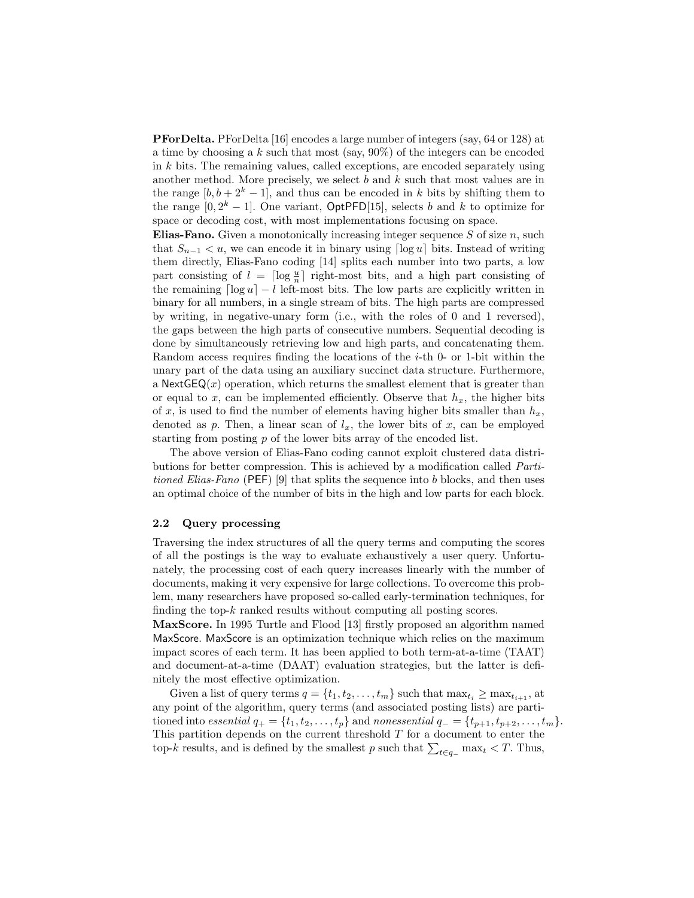**PForDelta.** PForDelta [16] encodes a large number of integers (say, 64 or 128) at a time by choosing a $k$ such that most (say, 90%) of the integers can be encoded in $k$ bits. The remaining values, called exceptions, are encoded separately using another method. More precisely, we select $b$ and $k$ such that most values are in the range $[b, b + 2^k - 1]$, and thus can be encoded in $k$ bits by shifting them to the range $[0, 2^k - 1]$. One variant, OptPFD[15], selects $b$ and $k$ to optimize for space or decoding cost, with most implementations focusing on space.

**Elias-Fano.** Given a monotonically increasing integer sequence $S$ of size $n$, such that $S_{n-1} < u$, we can encode it in binary using $\lceil \log u \rceil$ bits. Instead of writing them directly, Elias-Fano coding [14] splits each number into two parts, a low part consisting of $l = \lceil \log \frac{u}{n} \rceil$ right-most bits, and a high part consisting of the remaining $\lceil \log u \rceil - l$ left-most bits. The low parts are explicitly written in binary for all numbers, in a single stream of bits. The high parts are compressed by writing, in negative-unary form (i.e., with the roles of 0 and 1 reversed), the gaps between the high parts of consecutive numbers. Sequential decoding is done by simultaneously retrieving low and high parts, and concatenating them. Random access requires finding the locations of the $i$-th 0- or 1-bit within the unary part of the data using an auxiliary succinct data structure. Furthermore, a NextGEQ($x$) operation, which returns the smallest element that is greater than or equal to $x$, can be implemented efficiently. Observe that $h_x$, the higher bits of $x$, is used to find the number of elements having higher bits smaller than $h_x$, denoted as $p$. Then, a linear scan of $l_x$, the lower bits of $x$, can be employed starting from posting $p$ of the lower bits array of the encoded list.

The above version of Elias-Fano coding cannot exploit clustered data distributions for better compression. This is achieved by a modification called *Partitioned Elias-Fano* (PEF) [9] that splits the sequence into $b$ blocks, and then uses an optimal choice of the number of bits in the high and low parts for each block.

### 2.2 Query processing

Traversing the index structures of all the query terms and computing the scores of all the postings is the way to evaluate exhaustively a user query. Unfortunately, the processing cost of each query increases linearly with the number of documents, making it very expensive for large collections. To overcome this problem, many researchers have proposed so-called early-termination techniques, for finding the top-$k$ ranked results without computing all posting scores.

**MaxScore.** In 1995 Turtle and Flood [13] firstly proposed an algorithm named MaxScore. MaxScore is an optimization technique which relies on the maximum impact scores of each term. It has been applied to both term-at-a-time (TAAT) and document-at-a-time (DAAT) evaluation strategies, but the latter is definitely the most effective optimization.

Given a list of query terms $q = \{t_1, t_2, \ldots, t_m\}$ such that $\max_{t_i} \geq \max_{t_{i+1}}$, at any point of the algorithm, query terms (and associated posting lists) are partitioned into *essential* $q_+ = \{t_1, t_2, \ldots, t_p\}$ and *nonessential* $q_- = \{t_{p+1}, t_{p+2}, \ldots, t_m\}$. This partition depends on the current threshold $T$ for a document to enter the top-$k$ results, and is defined by the smallest $p$ such that $\sum_{t \in q_-} \max_t < T$. Thus,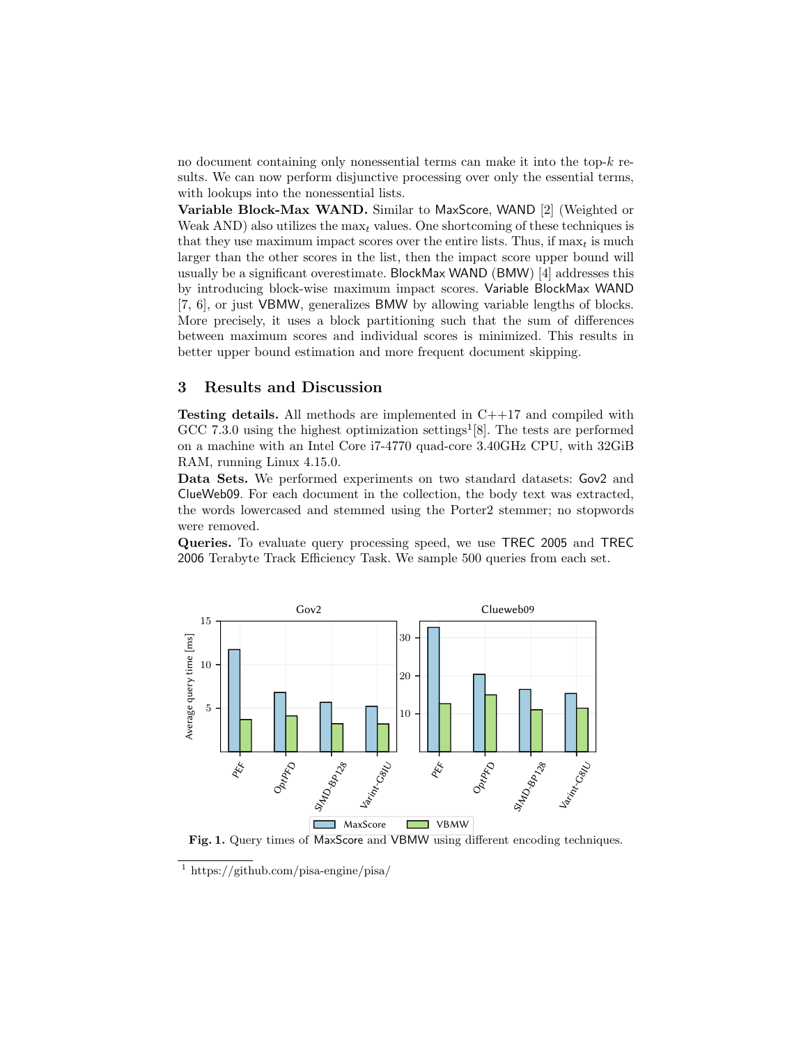no document containing only nonessential terms can make it into the top-$k$ results. We can now perform disjunctive processing over only the essential terms, with lookups into the nonessential lists.

**Variable Block-Max WAND.** Similar to MaxScore, WAND [2] (Weighted or Weak AND) also utilizes the $\max_t$ values. One shortcoming of these techniques is that they use maximum impact scores over the entire lists. Thus, if $\max_t$ is much larger than the other scores in the list, then the impact score upper bound will usually be a significant overestimate. BlockMax WAND (BMW) [4] addresses this by introducing block-wise maximum impact scores. Variable BlockMax WAND [7, 6], or just VBMW, generalizes BMW by allowing variable lengths of blocks. More precisely, it uses a block partitioning such that the sum of differences between maximum scores and individual scores is minimized. This results in better upper bound estimation and more frequent document skipping.

## 3 Results and Discussion

**Testing details.** All methods are implemented in C++17 and compiled with GCC 7.3.0 using the highest optimization settings[1][8]. The tests are performed on a machine with an Intel Core i7-4770 quad-core 3.40GHz CPU, with 32GiB RAM, running Linux 4.15.0.

**Data Sets.** We performed experiments on two standard datasets: Gov2 and ClueWeb09. For each document in the collection, the body text was extracted, the words lowercased and stemmed using the Porter2 stemmer; no stopwords were removed.

**Queries.** To evaluate query processing speed, we use TREC 2005 and TREC 2006 Terabyte Track Efficiency Task. We sample 500 queries from each set.

**Fig. 1.** Query times of MaxScore and VBMW using different encoding techniques.

[1] https://github.com/pisa-engine/pisa/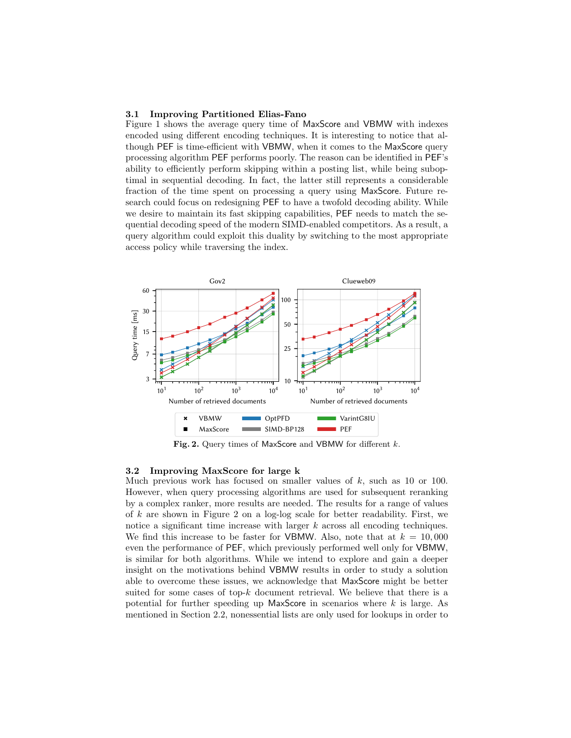### 3.1 Improving Partitioned Elias-Fano

Figure 1 shows the average query time of MaxScore and VBMW with indexes encoded using different encoding techniques. It is interesting to notice that although PEF is time-efficient with VBMW, when it comes to the MaxScore query processing algorithm PEF performs poorly. The reason can be identified in PEF's ability to efficiently perform skipping within a posting list, while being suboptimal in sequential decoding. In fact, the latter still represents a considerable fraction of the time spent on processing a query using MaxScore. Future research could focus on redesigning PEF to have a twofold decoding ability. While we desire to maintain its fast skipping capabilities, PEF needs to match the sequential decoding speed of the modern SIMD-enabled competitors. As a result, a query algorithm could exploit this duality by switching to the most appropriate access policy while traversing the index.

**Fig. 2.** Query times of MaxScore and VBMW for different $k$.

### 3.2 Improving MaxScore for large k

Much previous work has focused on smaller values of $k$, such as 10 or 100. However, when query processing algorithms are used for subsequent reranking by a complex ranker, more results are needed. The results for a range of values of $k$ are shown in Figure 2 on a log-log scale for better readability. First, we notice a significant time increase with larger $k$ across all encoding techniques. We find this increase to be faster for VBMW. Also, note that at $k = 10,000$ even the performance of PEF, which previously performed well only for VBMW, is similar for both algorithms. While we intend to explore and gain a deeper insight on the motivations behind VBMW results in order to study a solution able to overcome these issues, we acknowledge that MaxScore might be better suited for some cases of top-$k$ document retrieval. We believe that there is a potential for further speeding up MaxScore in scenarios where $k$ is large. As mentioned in Section 2.2, nonessential lists are only used for lookups in order to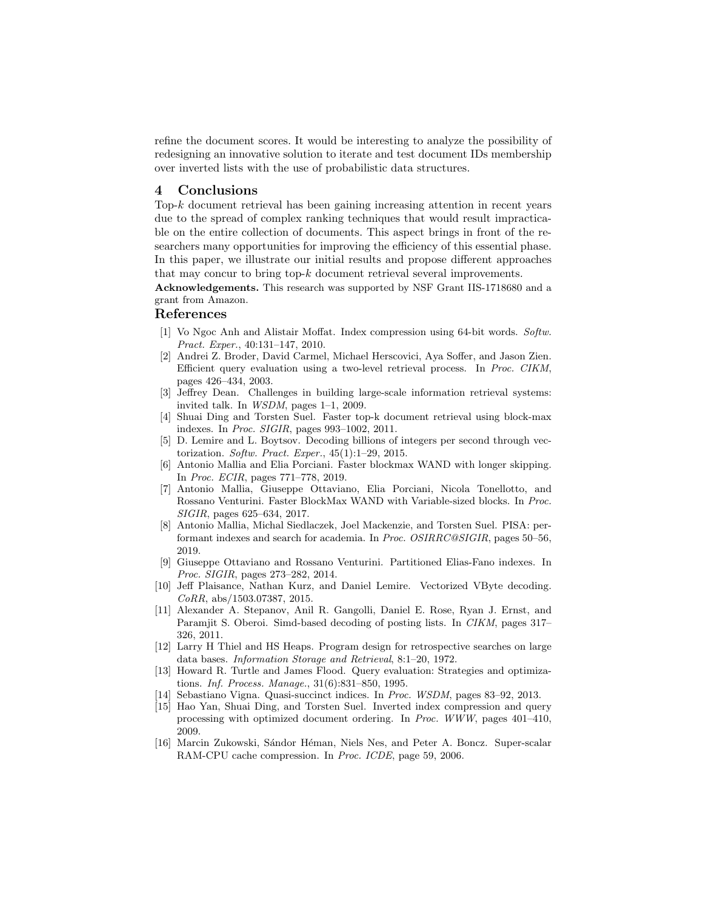refine the document scores. It would be interesting to analyze the possibility of redesigning an innovative solution to iterate and test document IDs membership over inverted lists with the use of probabilistic data structures.

## 4 Conclusions

Top-$k$ document retrieval has been gaining increasing attention in recent years due to the spread of complex ranking techniques that would result impracticable on the entire collection of documents. This aspect brings in front of the researchers many opportunities for improving the efficiency of this essential phase. In this paper, we illustrate our initial results and propose different approaches that may concur to bring top-$k$ document retrieval several improvements.

**Acknowledgements.** This research was supported by NSF Grant IIS-1718680 and a grant from Amazon.

## References

[1] Vo Ngoc Anh and Alistair Moffat. Index compression using 64-bit words. *Softw. Pract. Exper.*, 40:131–147, 2010.

[2] Andrei Z. Broder, David Carmel, Michael Herscovici, Aya Soffer, and Jason Zien. Efficient query evaluation using a two-level retrieval process. In *Proc. CIKM*, pages 426–434, 2003.

[3] Jeffrey Dean. Challenges in building large-scale information retrieval systems: invited talk. In *WSDM*, pages 1–1, 2009.

[4] Shuai Ding and Torsten Suel. Faster top-k document retrieval using block-max indexes. In *Proc. SIGIR*, pages 993–1002, 2011.

[5] D. Lemire and L. Boytsov. Decoding billions of integers per second through vectorization. *Softw. Pract. Exper.*, 45(1):1–29, 2015.

[6] Antonio Mallia and Elia Porciani. Faster blockmax WAND with longer skipping. In *Proc. ECIR*, pages 771–778, 2019.

[7] Antonio Mallia, Giuseppe Ottaviano, Elia Porciani, Nicola Tonellotto, and Rossano Venturini. Faster BlockMax WAND with Variable-sized blocks. In *Proc. SIGIR*, pages 625–634, 2017.

[8] Antonio Mallia, Michal Siedlaczek, Joel Mackenzie, and Torsten Suel. PISA: performant indexes and search for academia. In *Proc. OSIRRC@SIGIR*, pages 50–56, 2019.

[9] Giuseppe Ottaviano and Rossano Venturini. Partitioned Elias-Fano indexes. In *Proc. SIGIR*, pages 273–282, 2014.

[10] Jeff Plaisance, Nathan Kurz, and Daniel Lemire. Vectorized VByte decoding. *CoRR*, abs/1503.07387, 2015.

[11] Alexander A. Stepanov, Anil R. Gangolli, Daniel E. Rose, Ryan J. Ernst, and Paramjit S. Oberoi. Simd-based decoding of posting lists. In *CIKM*, pages 317–326, 2011.

[12] Larry H Thiel and HS Heaps. Program design for retrospective searches on large data bases. *Information Storage and Retrieval*, 8:1–20, 1972.

[13] Howard R. Turtle and James Flood. Query evaluation: Strategies and optimizations. *Inf. Process. Manage.*, 31(6):831–850, 1995.

[14] Sebastiano Vigna. Quasi-succinct indices. In *Proc. WSDM*, pages 83–92, 2013.

[15] Hao Yan, Shuai Ding, and Torsten Suel. Inverted index compression and query processing with optimized document ordering. In *Proc. WWW*, pages 401–410, 2009.

[16] Marcin Zukowski, Sándor Héman, Niels Nes, and Peter A. Boncz. Super-scalar RAM-CPU cache compression. In *Proc. ICDE*, page 59, 2006.